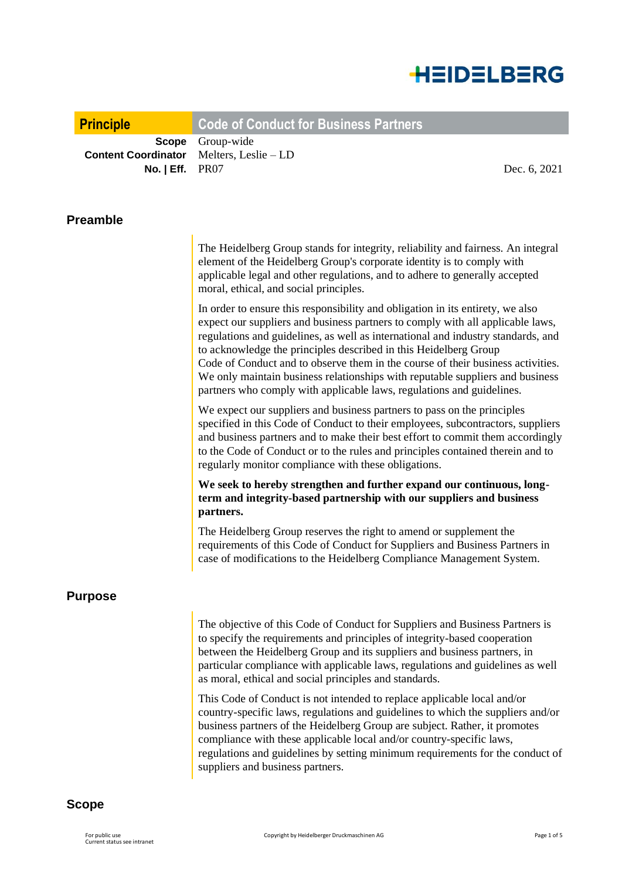HEIDELBERG

| Principle | Code of Conduct for Business Partners |
|---|---|
| **Scope** | Group-wide |
| **Content Coordinator** | Melters, Leslie – LD |
| **No. \| Eff.** | PR07 Dec. 6, 2021 |

## Preamble

The Heidelberg Group stands for integrity, reliability and fairness. An integral element of the Heidelberg Group's corporate identity is to comply with applicable legal and other regulations, and to adhere to generally accepted moral, ethical, and social principles.

In order to ensure this responsibility and obligation in its entirety, we also expect our suppliers and business partners to comply with all applicable laws, regulations and guidelines, as well as international and industry standards, and to acknowledge the principles described in this Heidelberg Group Code of Conduct and to observe them in the course of their business activities. We only maintain business relationships with reputable suppliers and business partners who comply with applicable laws, regulations and guidelines.

We expect our suppliers and business partners to pass on the principles specified in this Code of Conduct to their employees, subcontractors, suppliers and business partners and to make their best effort to commit them accordingly to the Code of Conduct or to the rules and principles contained therein and to regularly monitor compliance with these obligations.

**We seek to hereby strengthen and further expand our continuous, long-term and integrity-based partnership with our suppliers and business partners.**

The Heidelberg Group reserves the right to amend or supplement the requirements of this Code of Conduct for Suppliers and Business Partners in case of modifications to the Heidelberg Compliance Management System.

## Purpose

The objective of this Code of Conduct for Suppliers and Business Partners is to specify the requirements and principles of integrity-based cooperation between the Heidelberg Group and its suppliers and business partners, in particular compliance with applicable laws, regulations and guidelines as well as moral, ethical and social principles and standards.

This Code of Conduct is not intended to replace applicable local and/or country-specific laws, regulations and guidelines to which the suppliers and/or business partners of the Heidelberg Group are subject. Rather, it promotes compliance with these applicable local and/or country-specific laws, regulations and guidelines by setting minimum requirements for the conduct of suppliers and business partners.

## Scope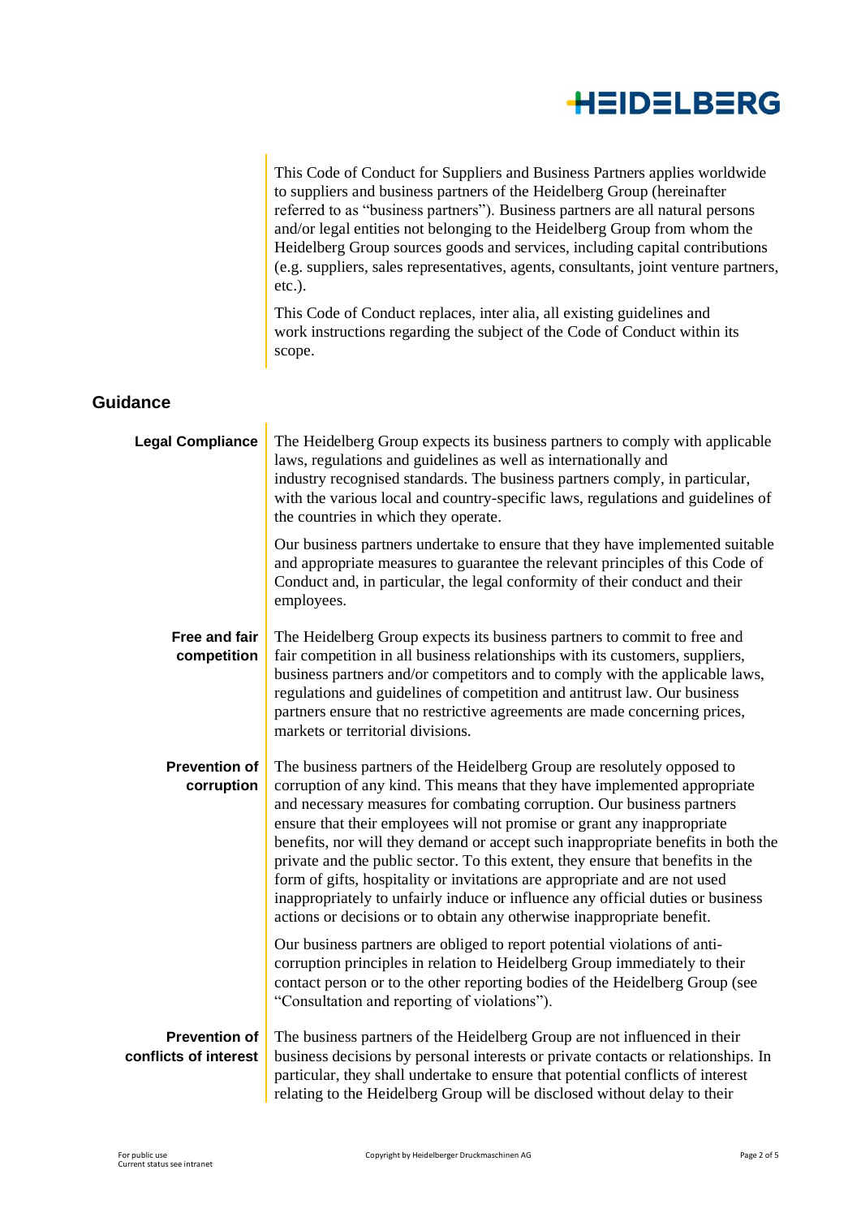This Code of Conduct for Suppliers and Business Partners applies worldwide to suppliers and business partners of the Heidelberg Group (hereinafter referred to as "business partners"). Business partners are all natural persons and/or legal entities not belonging to the Heidelberg Group from whom the Heidelberg Group sources goods and services, including capital contributions (e.g. suppliers, sales representatives, agents, consultants, joint venture partners, etc.).

This Code of Conduct replaces, inter alia, all existing guidelines and work instructions regarding the subject of the Code of Conduct within its scope.

## Guidance

### Legal Compliance

The Heidelberg Group expects its business partners to comply with applicable laws, regulations and guidelines as well as internationally and industry recognised standards. The business partners comply, in particular, with the various local and country-specific laws, regulations and guidelines of the countries in which they operate.

Our business partners undertake to ensure that they have implemented suitable and appropriate measures to guarantee the relevant principles of this Code of Conduct and, in particular, the legal conformity of their conduct and their employees.

### Free and fair competition

The Heidelberg Group expects its business partners to commit to free and fair competition in all business relationships with its customers, suppliers, business partners and/or competitors and to comply with the applicable laws, regulations and guidelines of competition and antitrust law. Our business partners ensure that no restrictive agreements are made concerning prices, markets or territorial divisions.

### Prevention of corruption

The business partners of the Heidelberg Group are resolutely opposed to corruption of any kind. This means that they have implemented appropriate and necessary measures for combating corruption. Our business partners ensure that their employees will not promise or grant any inappropriate benefits, nor will they demand or accept such inappropriate benefits in both the private and the public sector. To this extent, they ensure that benefits in the form of gifts, hospitality or invitations are appropriate and are not used inappropriately to unfairly induce or influence any official duties or business actions or decisions or to obtain any otherwise inappropriate benefit.

Our business partners are obliged to report potential violations of anti-corruption principles in relation to Heidelberg Group immediately to their contact person or to the other reporting bodies of the Heidelberg Group (see "Consultation and reporting of violations").

### Prevention of conflicts of interest

The business partners of the Heidelberg Group are not influenced in their business decisions by personal interests or private contacts or relationships. In particular, they shall undertake to ensure that potential conflicts of interest relating to the Heidelberg Group will be disclosed without delay to their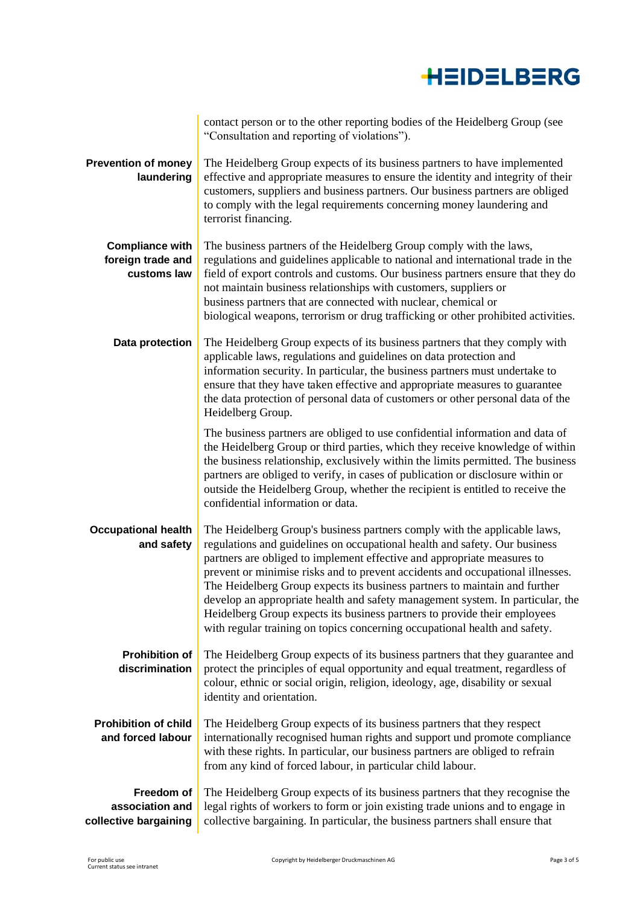contact person or to the other reporting bodies of the Heidelberg Group (see "Consultation and reporting of violations").

**Prevention of money laundering**

The Heidelberg Group expects of its business partners to have implemented effective and appropriate measures to ensure the identity and integrity of their customers, suppliers and business partners. Our business partners are obliged to comply with the legal requirements concerning money laundering and terrorist financing.

**Compliance with foreign trade and customs law**

The business partners of the Heidelberg Group comply with the laws, regulations and guidelines applicable to national and international trade in the field of export controls and customs. Our business partners ensure that they do not maintain business relationships with customers, suppliers or business partners that are connected with nuclear, chemical or biological weapons, terrorism or drug trafficking or other prohibited activities.

**Data protection**

The Heidelberg Group expects of its business partners that they comply with applicable laws, regulations and guidelines on data protection and information security. In particular, the business partners must undertake to ensure that they have taken effective and appropriate measures to guarantee the data protection of personal data of customers or other personal data of the Heidelberg Group.

The business partners are obliged to use confidential information and data of the Heidelberg Group or third parties, which they receive knowledge of within the business relationship, exclusively within the limits permitted. The business partners are obliged to verify, in cases of publication or disclosure within or outside the Heidelberg Group, whether the recipient is entitled to receive the confidential information or data.

**Occupational health and safety**

The Heidelberg Group's business partners comply with the applicable laws, regulations and guidelines on occupational health and safety. Our business partners are obliged to implement effective and appropriate measures to prevent or minimise risks and to prevent accidents and occupational illnesses. The Heidelberg Group expects its business partners to maintain and further develop an appropriate health and safety management system. In particular, the Heidelberg Group expects its business partners to provide their employees with regular training on topics concerning occupational health and safety.

**Prohibition of discrimination**

The Heidelberg Group expects of its business partners that they guarantee and protect the principles of equal opportunity and equal treatment, regardless of colour, ethnic or social origin, religion, ideology, age, disability or sexual identity and orientation.

**Prohibition of child and forced labour**

The Heidelberg Group expects of its business partners that they respect internationally recognised human rights and support und promote compliance with these rights. In particular, our business partners are obliged to refrain from any kind of forced labour, in particular child labour.

**Freedom of association and collective bargaining**

The Heidelberg Group expects of its business partners that they recognise the legal rights of workers to form or join existing trade unions and to engage in collective bargaining. In particular, the business partners shall ensure that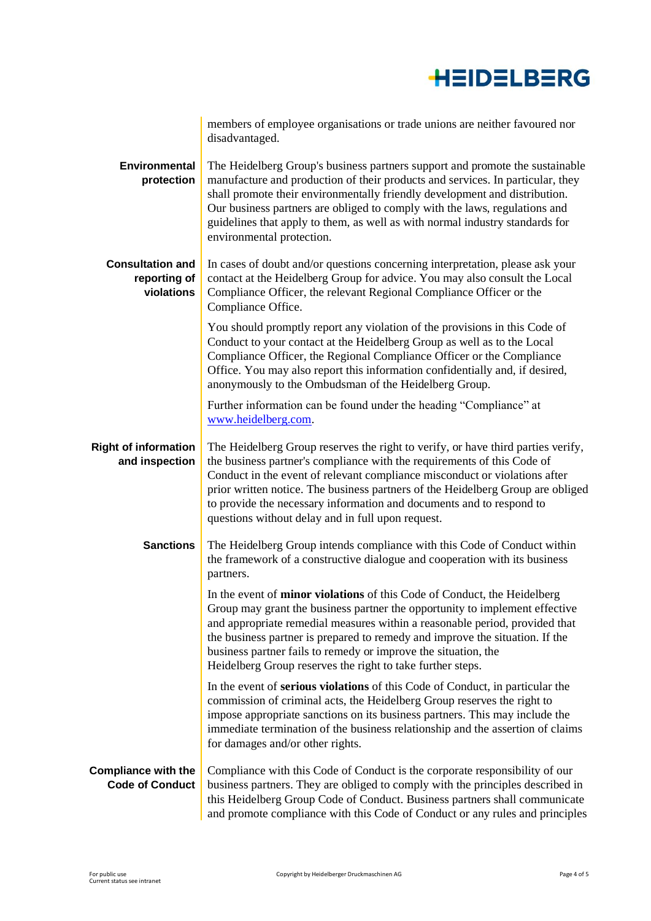members of employee organisations or trade unions are neither favoured nor disadvantaged.

**Environmental protection**

The Heidelberg Group's business partners support and promote the sustainable manufacture and production of their products and services. In particular, they shall promote their environmentally friendly development and distribution. Our business partners are obliged to comply with the laws, regulations and guidelines that apply to them, as well as with normal industry standards for environmental protection.

**Consultation and reporting of violations**

In cases of doubt and/or questions concerning interpretation, please ask your contact at the Heidelberg Group for advice. You may also consult the Local Compliance Officer, the relevant Regional Compliance Officer or the Compliance Office.

You should promptly report any violation of the provisions in this Code of Conduct to your contact at the Heidelberg Group as well as to the Local Compliance Officer, the Regional Compliance Officer or the Compliance Office. You may also report this information confidentially and, if desired, anonymously to the Ombudsman of the Heidelberg Group.

Further information can be found under the heading "Compliance" at www.heidelberg.com.

**Right of information and inspection**

The Heidelberg Group reserves the right to verify, or have third parties verify, the business partner's compliance with the requirements of this Code of Conduct in the event of relevant compliance misconduct or violations after prior written notice. The business partners of the Heidelberg Group are obliged to provide the necessary information and documents and to respond to questions without delay and in full upon request.

**Sanctions**

The Heidelberg Group intends compliance with this Code of Conduct within the framework of a constructive dialogue and cooperation with its business partners.

In the event of **minor violations** of this Code of Conduct, the Heidelberg Group may grant the business partner the opportunity to implement effective and appropriate remedial measures within a reasonable period, provided that the business partner is prepared to remedy and improve the situation. If the business partner fails to remedy or improve the situation, the Heidelberg Group reserves the right to take further steps.

In the event of **serious violations** of this Code of Conduct, in particular the commission of criminal acts, the Heidelberg Group reserves the right to impose appropriate sanctions on its business partners. This may include the immediate termination of the business relationship and the assertion of claims for damages and/or other rights.

**Compliance with the Code of Conduct**

Compliance with this Code of Conduct is the corporate responsibility of our business partners. They are obliged to comply with the principles described in this Heidelberg Group Code of Conduct. Business partners shall communicate and promote compliance with this Code of Conduct or any rules and principles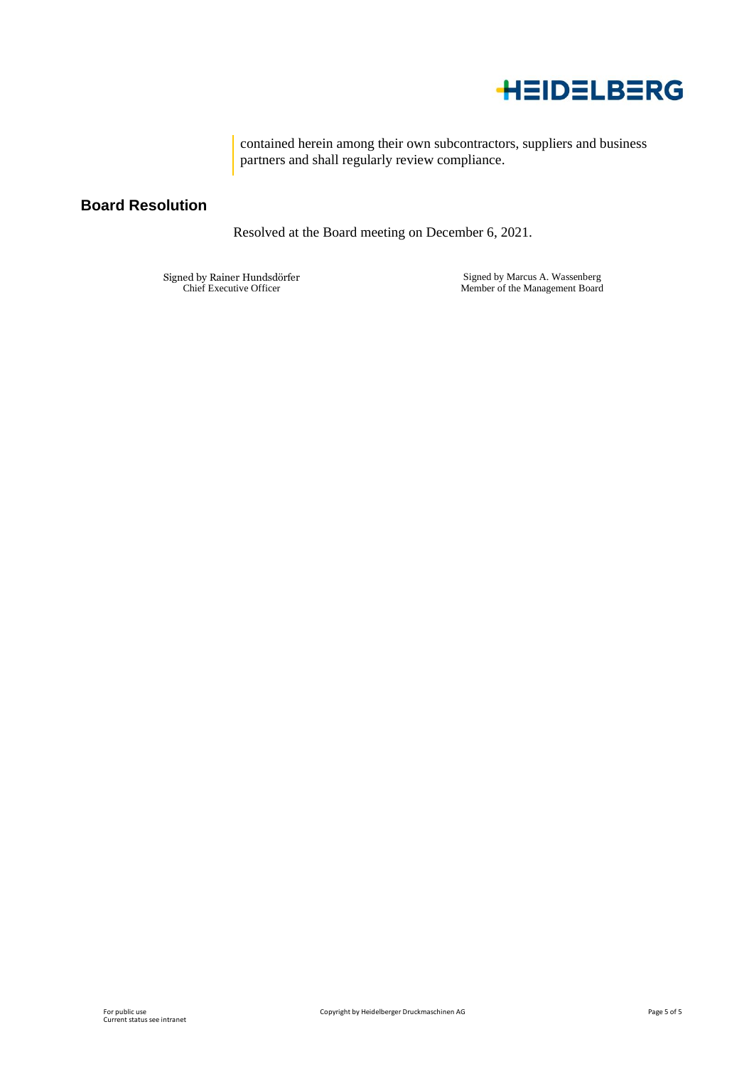contained herein among their own subcontractors, suppliers and business partners and shall regularly review compliance.

## Board Resolution

Resolved at the Board meeting on December 6, 2021.

| | |
|---|---|
| Signed by Rainer Hundsdörfer<br>Chief Executive Officer | Signed by Marcus A. Wassenberg<br>Member of the Management Board |

For public use
Current status see intranet

Copyright by Heidelberger Druckmaschinen AG